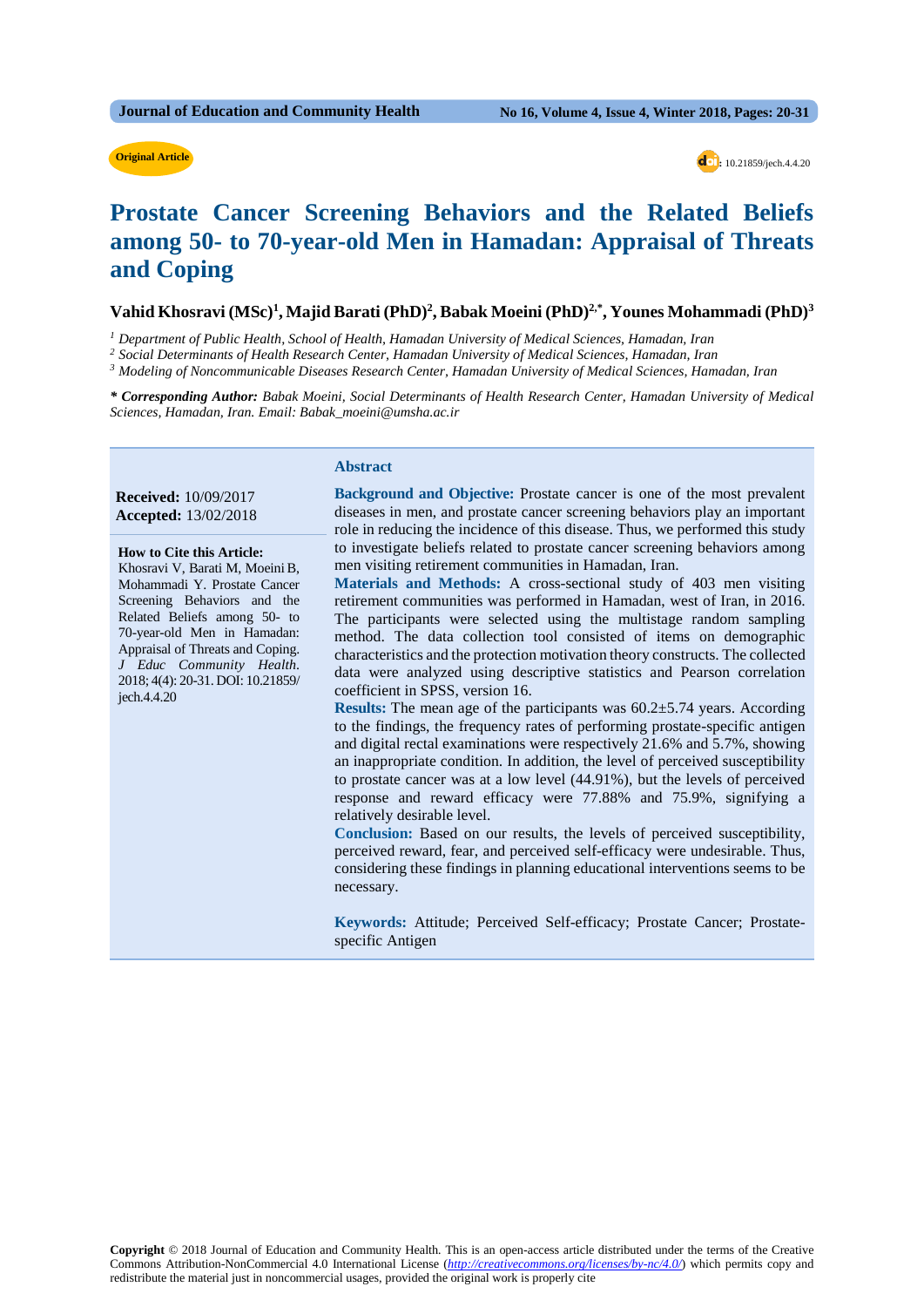Original Article

doi: 10.21859/jech.4.4.20

# Prostate Cancer Screening Behaviors and the Related Beliefs among 50- to 70-year-old Men in Hamadan: Appraisal of Threats and Coping

**Vahid Khosravi (MSc)[1], Majid Barati (PhD)[2], Babak Moeini (PhD)[2,*], Younes Mohammadi (PhD)[3]**

*[1] Department of Public Health, School of Health, Hamadan University of Medical Sciences, Hamadan, Iran*
*[2] Social Determinants of Health Research Center, Hamadan University of Medical Sciences, Hamadan, Iran*
*[3] Modeling of Noncommunicable Diseases Research Center, Hamadan University of Medical Sciences, Hamadan, Iran*

***\* Corresponding Author:** Babak Moeini, Social Determinants of Health Research Center, Hamadan University of Medical Sciences, Hamadan, Iran. Email: Babak_moeini@umsha.ac.ir*

**Received:** 10/09/2017
**Accepted:** 13/02/2018

**How to Cite this Article:**
Khosravi V, Barati M, Moeini B, Mohammadi Y. Prostate Cancer Screening Behaviors and the Related Beliefs among 50- to 70-year-old Men in Hamadan: Appraisal of Threats and Coping. *J Educ Community Health*. 2018; 4(4): 20-31. DOI: 10.21859/jech.4.4.20

## Abstract

**Background and Objective:** Prostate cancer is one of the most prevalent diseases in men, and prostate cancer screening behaviors play an important role in reducing the incidence of this disease. Thus, we performed this study to investigate beliefs related to prostate cancer screening behaviors among men visiting retirement communities in Hamadan, Iran.

**Materials and Methods:** A cross-sectional study of 403 men visiting retirement communities was performed in Hamadan, west of Iran, in 2016. The participants were selected using the multistage random sampling method. The data collection tool consisted of items on demographic characteristics and the protection motivation theory constructs. The collected data were analyzed using descriptive statistics and Pearson correlation coefficient in SPSS, version 16.

**Results:** The mean age of the participants was 60.2±5.74 years. According to the findings, the frequency rates of performing prostate-specific antigen and digital rectal examinations were respectively 21.6% and 5.7%, showing an inappropriate condition. In addition, the level of perceived susceptibility to prostate cancer was at a low level (44.91%), but the levels of perceived response and reward efficacy were 77.88% and 75.9%, signifying a relatively desirable level.

**Conclusion:** Based on our results, the levels of perceived susceptibility, perceived reward, fear, and perceived self-efficacy were undesirable. Thus, considering these findings in planning educational interventions seems to be necessary.

**Keywords:** Attitude; Perceived Self-efficacy; Prostate Cancer; Prostate-specific Antigen

**Copyright** © 2018 Journal of Education and Community Health. This is an open-access article distributed under the terms of the Creative Commons Attribution-NonCommercial 4.0 International License (*http://creativecommons.org/licenses/by-nc/4.0/*) which permits copy and redistribute the material just in noncommercial usages, provided the original work is properly cite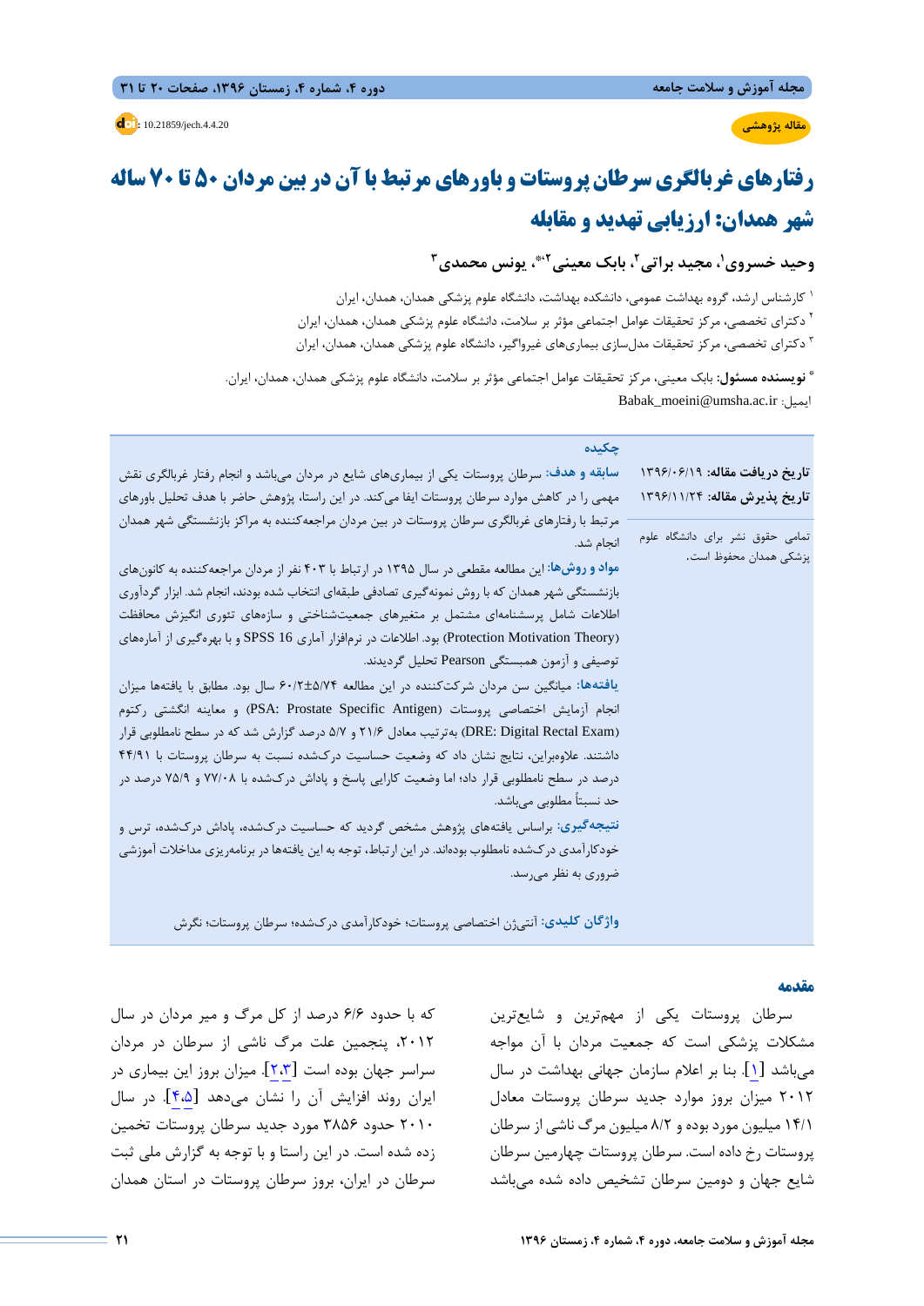مقاله پژوهشی

doi: 10.21859/jech.4.4.20

# رفتارهای غربالگری سرطان پروستات و باورهای مرتبط با آن در بین مردان ۵۰ تا ۷۰ ساله شهر همدان: ارزیابی تهدید و مقابله

**وحید خسروی[۱]، مجید براتی[۲]، بابک معینی[۲*]، یونس محمدی[۳]**

[۱] کارشناس ارشد، گروه بهداشت عمومی، دانشکده بهداشت، دانشگاه علوم پزشکی همدان، همدان، ایران

[۲] دکترای تخصصی، مرکز تحقیقات عوامل اجتماعی مؤثر بر سلامت، دانشگاه علوم پزشکی همدان، همدان، ایران

[۳] دکترای تخصصی، مرکز تحقیقات مدل‌سازی بیماری‌های غیرواگیر، دانشگاه علوم پزشکی همدان، همدان، ایران

[*] **نویسنده مسئول:** بابک معینی، مرکز تحقیقات عوامل اجتماعی مؤثر بر سلامت، دانشگاه علوم پزشکی همدان، همدان، ایران.

ایمیل: Babak_moeini@umsha.ac.ir

**تاریخ دریافت مقاله:** ۱۳۹۶/۰۶/۱۹

**تاریخ پذیرش مقاله:** ۱۳۹۶/۱۱/۲۴

تمامی حقوق نشر برای دانشگاه علوم پزشکی همدان محفوظ است.

## چکیده

**سابقه و هدف:** سرطان پروستات یکی از بیماری‌های شایع در مردان می‌باشد و انجام رفتار غربالگری نقش مهمی را در کاهش موارد سرطان پروستات ایفا می‌کند. در این راستا، پژوهش حاضر با هدف تحلیل باورهای مرتبط با رفتارهای غربالگری سرطان پروستات در بین مردان مراجعه‌کننده به مراکز بازنشستگی شهر همدان انجام شد.

**مواد و روش‌ها:** این مطالعه مقطعی در سال ۱۳۹۵ در ارتباط با ۴۰۳ نفر از مردان مراجعه‌کننده به کانون‌های بازنشستگی شهر همدان که با روش نمونه‌گیری تصادفی طبقه‌ای انتخاب شده بودند، انجام شد. ابزار گردآوری اطلاعات شامل پرسشنامه‌ای مشتمل بر متغیرهای جمعیت‌شناختی و سازه‌های تئوری انگیزش محافظت (Protection Motivation Theory) بود. اطلاعات در نرم‌افزار آماری SPSS 16 و با بهره‌گیری از آماره‌های توصیفی و آزمون همبستگی Pearson تحلیل گردیدند.

**یافته‌ها:** میانگین سن مردان شرکت‌کننده در این مطالعه ۶۰/۲±۵/۷۴ سال بود. مطابق با یافته‌ها میزان انجام آزمایش اختصاصی پروستات (PSA: Prostate Specific Antigen) و معاینه انگشتی رکتوم (DRE: Digital Rectal Exam) به‌ترتیب معادل ۲۱/۶ و ۵/۷ درصد گزارش شد که در سطح نامطلوبی قرار داشتند. علاوه‌براین، نتایج نشان داد که وضعیت حساسیت درک‌شده نسبت به سرطان پروستات با ۴۴/۹۱ درصد در سطح نامطلوبی قرار داد؛ اما وضعیت کارایی پاسخ و پاداش درک‌شده با ۷۷/۰۸ و ۷۵/۹ درصد در حد نسبتاً مطلوبی می‌باشد.

**نتیجه‌گیری:** براساس یافته‌های پژوهش مشخص گردید که حساسیت درک‌شده، پاداش درک‌شده، ترس و خودکارآمدی درک‌شده نامطلوب بوده‌اند. در این ارتباط، توجه به این یافته‌ها در برنامه‌ریزی مداخلات آموزشی ضروری به نظر می‌رسد.

**واژگان کلیدی:** آنتی‌ژن اختصاصی پروستات؛ خودکارآمدی درک‌شده؛ سرطان پروستات؛ نگرش

## مقدمه

سرطان پروستات یکی از مهم‌ترین و شایع‌ترین مشکلات پزشکی است که جمعیت مردان با آن مواجه می‌باشد [۱]. بنا بر اعلام سازمان جهانی بهداشت در سال ۲۰۱۲ میزان بروز موارد جدید سرطان پروستات معادل ۱۴/۱ میلیون مورد بوده و ۸/۲ میلیون مرگ ناشی از سرطان پروستات رخ داده است. سرطان پروستات چهارمین سرطان شایع جهان و دومین سرطان تشخیص داده شده می‌باشد که با حدود ۶/۶ درصد از کل مرگ و میر مردان در سال ۲۰۱۲، پنجمین علت مرگ ناشی از سرطان در مردان سراسر جهان بوده است [۲،۳]. میزان بروز این بیماری در ایران روند افزایش آن را نشان می‌دهد [۴،۵]. در سال ۲۰۱۰ حدود ۳۸۵۶ مورد جدید سرطان پروستات تخمین زده شده است. در این راستا و با توجه به گزارش ملی ثبت سرطان در ایران، بروز سرطان پروستات در استان همدان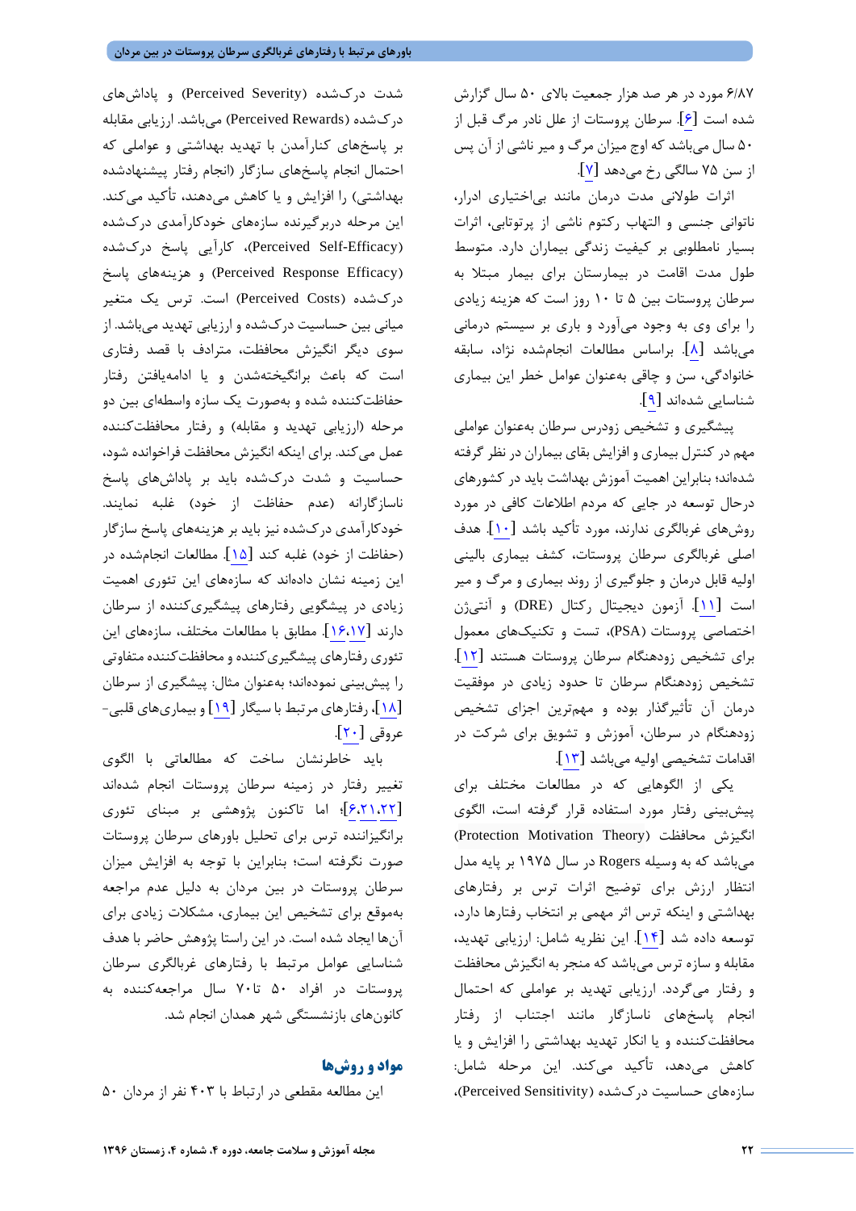۶/۸۷ مورد در هر صد هزار جمعیت بالای ۵۰ سال گزارش شده است [۶]. سرطان پروستات از علل نادر مرگ قبل از ۵۰ سال می‌باشد که اوج میزان مرگ و میر ناشی از آن پس از سن ۷۵ سالگی رخ می‌دهد [۷].

اثرات طولانی مدت درمان مانند بی‌اختیاری ادرار، ناتوانی جنسی و التهاب رکتوم ناشی از پرتوتابی، اثرات بسیار نامطلوبی بر کیفیت زندگی بیماران دارد. متوسط طول مدت اقامت در بیمارستان برای بیمار مبتلا به سرطان پروستات بین ۵ تا ۱۰ روز است که هزینه زیادی را برای وی به وجود می‌آورد و باری بر سیستم درمانی می‌باشد [۸]. براساس مطالعات انجام‌شده نژاد، سابقه خانوادگی، سن و چاقی به‌عنوان عوامل خطر این بیماری شناسایی شده‌اند [۹].

پیشگیری و تشخیص زودرس سرطان به‌عنوان عواملی مهم در کنترل بیماری و افزایش بقای بیماران در نظر گرفته شده‌اند؛ بنابراین اهمیت آموزش بهداشت باید در کشورهای درحال توسعه در جایی که مردم اطلاعات کافی در مورد روش‌های غربالگری ندارند، مورد تأکید باشد [۱۰]. هدف اصلی غربالگری سرطان پروستات، کشف بیماری بالینی اولیه قابل درمان و جلوگیری از روند بیماری و مرگ و میر است [۱۱]. آزمون دیجیتال رکتال (DRE) و آنتی‌ژن اختصاصی پروستات (PSA)، تست و تکنیک‌های معمول برای تشخیص زودهنگام سرطان پروستات هستند [۱۲]. تشخیص زودهنگام سرطان تا حدود زیادی در موفقیت درمان آن تأثیرگذار بوده و مهم‌ترین اجزای تشخیص زودهنگام در سرطان، آموزش و تشویق برای شرکت در اقدامات تشخیصی اولیه می‌باشد [۱۳].

یکی از الگوهایی که در مطالعات مختلف برای پیش‌بینی رفتار مورد استفاده قرار گرفته است، الگوی انگیزش محافظت (Protection Motivation Theory) می‌باشد که به وسیله Rogers در سال ۱۹۷۵ بر پایه مدل انتظار ارزش برای توضیح اثرات ترس بر رفتارهای بهداشتی و اینکه ترس اثر مهمی بر انتخاب رفتارها دارد، توسعه داده شد [۱۴]. این نظریه شامل: ارزیابی تهدید، مقابله و سازه ترس می‌باشد که منجر به انگیزش محافظت و رفتار می‌گردد. ارزیابی تهدید بر عواملی که احتمال انجام پاسخ‌های ناسازگار مانند اجتناب از رفتار محافظت‌کننده و یا انکار تهدید بهداشتی را افزایش و یا کاهش می‌دهد، تأکید می‌کند. این مرحله شامل: سازه‌های حساسیت درک‌شده (Perceived Sensitivity)، شدت درک‌شده (Perceived Severity) و پاداش‌های درک‌شده (Perceived Rewards) می‌باشد. ارزیابی مقابله بر پاسخ‌های کنارآمدن با تهدید بهداشتی و عواملی که احتمال انجام پاسخ‌های سازگار (انجام رفتار پیشنهادشده بهداشتی) را افزایش و یا کاهش می‌دهند، تأکید می‌کند. این مرحله دربرگیرنده سازه‌های خودکارآمدی درک‌شده (Perceived Self-Efficacy)، کارآیی پاسخ درک‌شده (Perceived Response Efficacy) و هزینه‌های پاسخ درک‌شده (Perceived Costs) است. ترس یک متغیر میانی بین حساسیت درک‌شده و ارزیابی تهدید می‌باشد. از سوی دیگر انگیزش محافظت، مترادف با قصد رفتاری است که باعث برانگیخته‌شدن و یا ادامه‌یافتن رفتار حفاظت‌کننده شده و به‌صورت یک سازه واسطه‌ای بین دو مرحله (ارزیابی تهدید و مقابله) و رفتار محافظت‌کننده عمل می‌کند. برای اینکه انگیزش محافظت فراخوانده شود، حساسیت و شدت درک‌شده باید بر پاداش‌های پاسخ ناسازگارانه (عدم حفاظت از خود) غلبه نمایند. خودکارآمدی درک‌شده نیز باید بر هزینه‌های پاسخ سازگار (حفاظت از خود) غلبه کند [۱۵]. مطالعات انجام‌شده در این زمینه نشان داده‌اند که سازه‌های این تئوری اهمیت زیادی در پیشگویی رفتارهای پیشگیری‌کننده از سرطان دارند [۱۶،۱۷]. مطابق با مطالعات مختلف، سازه‌های این تئوری رفتارهای پیشگیری‌کننده و محافظت‌کننده متفاوتی را پیش‌بینی نموده‌اند؛ به‌عنوان مثال: پیشگیری از سرطان [۱۸]، رفتارهای مرتبط با سیگار [۱۹] و بیماری‌های قلبی-عروقی [۲۰].

باید خاطرنشان ساخت که مطالعاتی با الگوی تغییر رفتار در زمینه سرطان پروستات انجام شده‌اند [۶،۲۱،۲۲]؛ اما تاکنون پژوهشی بر مبنای تئوری برانگیزاننده ترس برای تحلیل باورهای سرطان پروستات صورت نگرفته است؛ بنابراین با توجه به افزایش میزان سرطان پروستات در بین مردان به دلیل عدم مراجعه به‌موقع برای تشخیص این بیماری، مشکلات زیادی برای آن‌ها ایجاد شده است. در این راستا پژوهش حاضر با هدف شناسایی عوامل مرتبط با رفتارهای غربالگری سرطان پروستات در افراد ۵۰ تا۷۰ سال مراجعه‌کننده به کانون‌های بازنشستگی شهر همدان انجام شد.

## مواد و روش‌ها

این مطالعه مقطعی در ارتباط با ۴۰۳ نفر از مردان ۵۰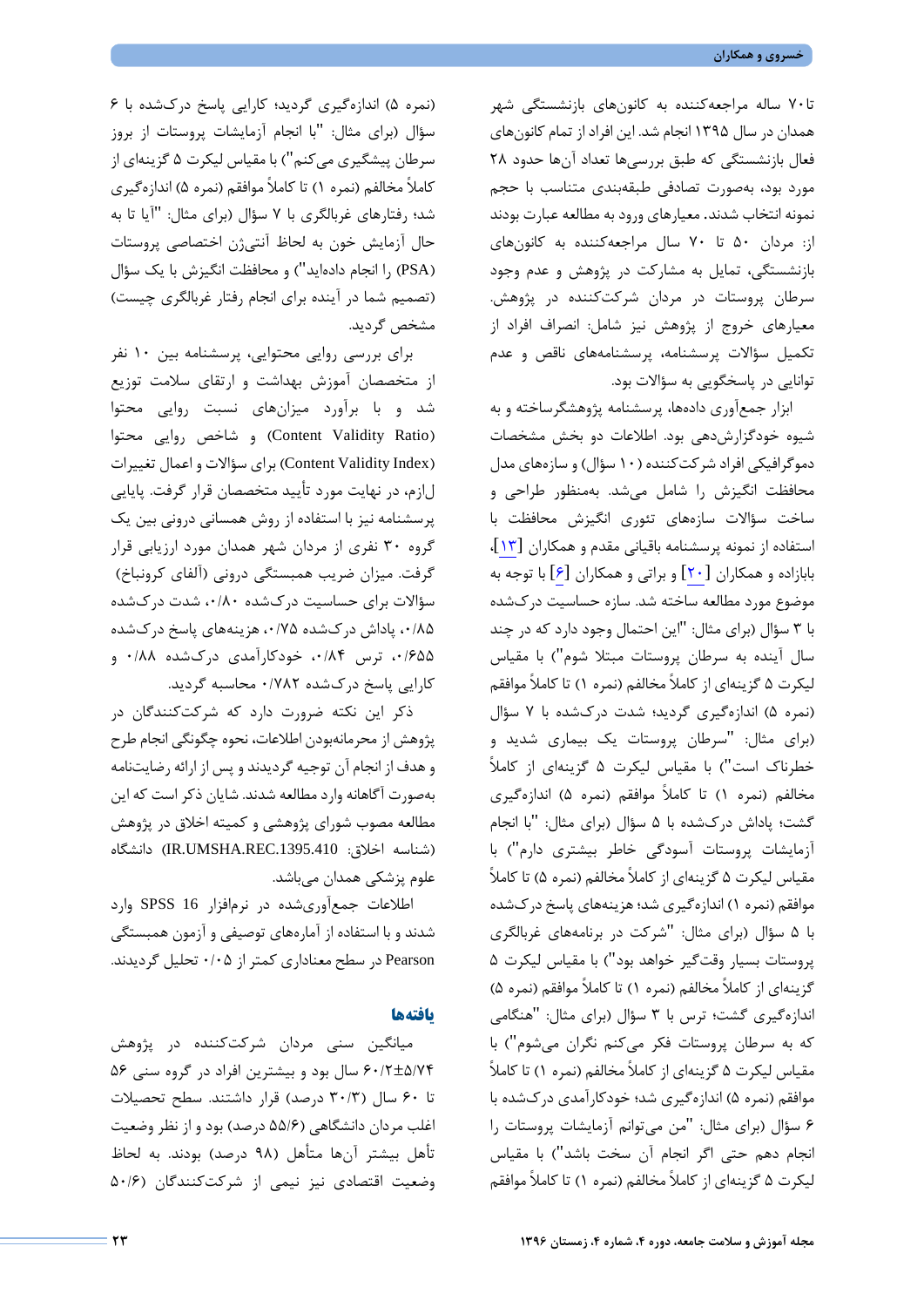تا۷۰ ساله مراجعه‌کننده به کانون‌های بازنشستگی شهر همدان در سال ۱۳۹۵ انجام شد. این افراد از تمام کانون‌های فعال بازنشستگی که طبق بررسی‌ها تعداد آن‌ها حدود ۲۸ مورد بود، به‌صورت تصادفی طبقه‌بندی متناسب با حجم نمونه انتخاب شدند. معیارهای ورود به مطالعه عبارت بودند از: مردان ۵۰ تا ۷۰ سال مراجعه‌کننده به کانون‌های بازنشستگی، تمایل به مشارکت در پژوهش و عدم وجود سرطان پروستات در مردان شرکت‌کننده در پژوهش. معیارهای خروج از پژوهش نیز شامل: انصراف افراد از تکمیل سؤالات پرسشنامه، پرسشنامه‌های ناقص و عدم توانایی در پاسخگویی به سؤالات بود.

ابزار جمع‌آوری داده‌ها، پرسشنامه پژوهشگرساخته و به شیوه خودگزارش‌دهی بود. اطلاعات دو بخش مشخصات دموگرافیکی افراد شرکت‌کننده (۱۰ سؤال) و سازه‌های مدل محافظت انگیزش را شامل می‌شد. به‌منظور طراحی و ساخت سؤالات سازه‌های تئوری انگیزش محافظت با استفاده از نمونه پرسشنامه باقیانی مقدم و همکاران [۱۳]، بابازاده و همکاران [۲۰] و براتی و همکاران [۶] با توجه به موضوع مورد مطالعه ساخته شد. سازه حساسیت درک‌شده با ۳ سؤال (برای مثال: "این احتمال وجود دارد که در چند سال آینده به سرطان پروستات مبتلا شوم") با مقیاس لیکرت ۵ گزینه‌ای از کاملاً مخالفم (نمره ۱) تا کاملاً موافقم (نمره ۵) اندازه‌گیری گردید؛ شدت درک‌شده با ۷ سؤال (برای مثال: "سرطان پروستات یک بیماری شدید و خطرناک است") با مقیاس لیکرت ۵ گزینه‌ای از کاملاً مخالفم (نمره ۱) تا کاملاً موافقم (نمره ۵) اندازه‌گیری گشت؛ پاداش درک‌شده با ۵ سؤال (برای مثال: "با انجام آزمایشات پروستات آسودگی خاطر بیشتری دارم") با مقیاس لیکرت ۵ گزینه‌ای از کاملاً مخالفم (نمره ۵) تا کاملاً موافقم (نمره ۱) اندازه‌گیری شد؛ هزینه‌های پاسخ درک‌شده با ۵ سؤال (برای مثال: "شرکت در برنامه‌های غربالگری پروستات بسیار وقت‌گیر خواهد بود") با مقیاس لیکرت ۵ گزینه‌ای از کاملاً مخالفم (نمره ۱) تا کاملاً موافقم (نمره ۵) اندازه‌گیری گشت؛ ترس با ۳ سؤال (برای مثال: "هنگامی که به سرطان پروستات فکر می‌کنم نگران می‌شوم") با مقیاس لیکرت ۵ گزینه‌ای از کاملاً مخالفم (نمره ۱) تا کاملاً موافقم (نمره ۵) اندازه‌گیری شد؛ خودکارآمدی درک‌شده با ۶ سؤال (برای مثال: "من می‌توانم آزمایشات پروستات را انجام دهم حتی اگر انجام آن سخت باشد") با مقیاس لیکرت ۵ گزینه‌ای از کاملاً مخالفم (نمره ۱) تا کاملاً موافقم (نمره ۵) اندازه‌گیری گردید؛ کارایی پاسخ درک‌شده با ۶ سؤال (برای مثال: "با انجام آزمایشات پروستات از بروز سرطان پیشگیری می‌کنم") با مقیاس لیکرت ۵ گزینه‌ای از کاملاً مخالفم (نمره ۱) تا کاملاً موافقم (نمره ۵) اندازه‌گیری شد؛ رفتارهای غربالگری با ۷ سؤال (برای مثال: "آیا تا به حال آزمایش خون به لحاظ آنتی‌ژن اختصاصی پروستات (PSA) را انجام داده‌اید") و محافظت انگیزش با یک سؤال (تصمیم شما در آینده برای انجام رفتار غربالگری چیست) مشخص گردید.

برای بررسی روایی محتوایی، پرسشنامه بین ۱۰ نفر از متخصصان آموزش بهداشت و ارتقای سلامت توزیع شد و با برآورد میزان‌های نسبت روایی محتوا (Content Validity Ratio) و شاخص روایی محتوا (Content Validity Index) برای سؤالات و اعمال تغییرات لازم، در نهایت مورد تأیید متخصصان قرار گرفت. پایایی پرسشنامه نیز با استفاده از روش همسانی درونی بین یک گروه ۳۰ نفری از مردان شهر همدان مورد ارزیابی قرار گرفت. میزان ضریب همبستگی درونی (آلفای کرونباخ) سؤالات برای حساسیت درک‌شده ۰/۸۰، شدت درک‌شده ۰/۸۵، پاداش درک‌شده ۰/۷۵، هزینه‌های پاسخ درک‌شده ۰/۶۵۵، ترس ۰/۸۴، خودکارآمدی درک‌شده ۰/۸۸ و کارایی پاسخ درک‌شده ۰/۷۸۲ محاسبه گردید.

ذکر این نکته ضرورت دارد که شرکت‌کنندگان در پژوهش از محرمانه‌بودن اطلاعات، نحوه چگونگی انجام طرح و هدف از انجام آن توجیه گردیدند و پس از ارائه رضایت‌نامه به‌صورت آگاهانه وارد مطالعه شدند. شایان ذکر است که این مطالعه مصوب شورای پژوهشی و کمیته اخلاق در پژوهش (شناسه اخلاق: IR.UMSHA.REC.1395.410) دانشگاه علوم پزشکی همدان می‌باشد.

اطلاعات جمع‌آوری‌شده در نرم‌افزار SPSS 16 وارد شدند و با استفاده از آماره‌های توصیفی و آزمون همبستگی Pearson در سطح معناداری کمتر از ۰/۰۵ تحلیل گردیدند.

## یافته‌ها

میانگین سنی مردان شرکت‌کننده در پژوهش ۶۰/۲±۵/۷۴ سال بود و بیشترین افراد در گروه سنی ۵۶ تا ۶۰ سال (۳۰/۳ درصد) قرار داشتند. سطح تحصیلات اغلب مردان دانشگاهی (۵۵/۶ درصد) بود و از نظر وضعیت تأهل بیشتر آن‌ها متأهل (۹۸ درصد) بودند. به لحاظ وضعیت اقتصادی نیز نیمی از شرکت‌کنندگان (۵۰/۶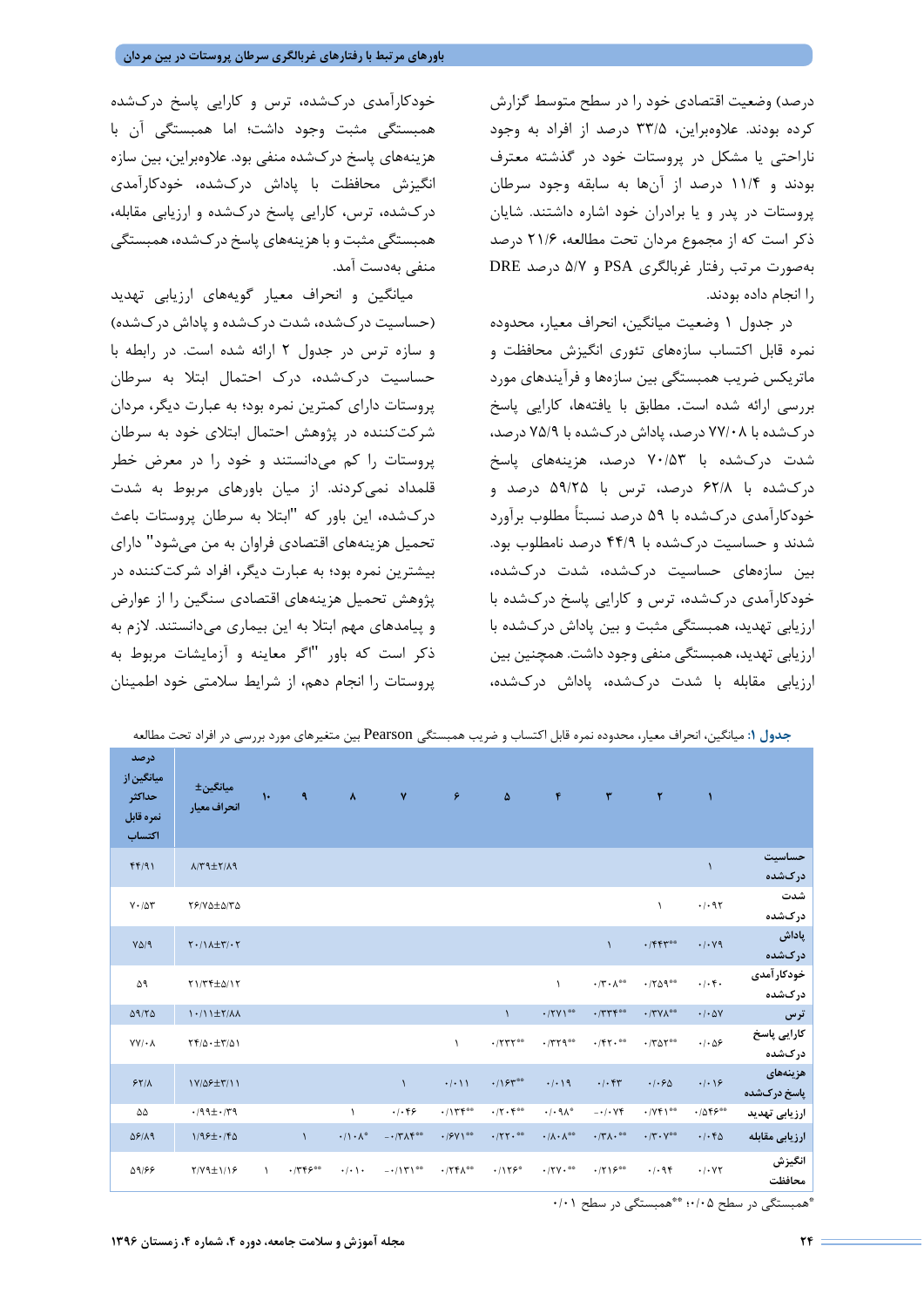درصد) وضعیت اقتصادی خود را در سطح متوسط گزارش کرده بودند. علاوه‌براین، ۳۳/۵ درصد از افراد به وجود ناراحتی یا مشکل در پروستات خود در گذشته معترف بودند و ۱۱/۴ درصد از آن‌ها به سابقه وجود سرطان پروستات در پدر و یا برادران خود اشاره داشتند. شایان ذکر است که از مجموع مردان تحت مطالعه، ۲۱/۶ درصد به‌صورت مرتب رفتار غربالگری PSA و ۵/۷ درصد DRE را انجام داده بودند.

در جدول ۱ وضعیت میانگین، انحراف معیار، محدوده نمره قابل اکتساب سازه‌های تئوری انگیزش محافظت و ماتریکس ضریب همبستگی بین سازه‌ها و فرآیندهای مورد بررسی ارائه شده است. مطابق با یافته‌ها، کارایی پاسخ درک‌شده با ۷۷/۰۸ درصد، پاداش درک‌شده با ۷۵/۹ درصد، شدت درک‌شده با ۷۰/۵۳ درصد، هزینه‌های پاسخ درک‌شده با ۶۲/۸ درصد، ترس با ۵۹/۲۵ درصد و خودکارآمدی درک‌شده با ۵۹ درصد نسبتاً مطلوب برآورد شدند و حساسیت درک‌شده با ۴۴/۹ درصد نامطلوب بود. بین سازه‌های حساسیت درک‌شده، شدت درک‌شده، خودکارآمدی درک‌شده، ترس و کارایی پاسخ درک‌شده با ارزیابی تهدید، همبستگی مثبت و بین پاداش درک‌شده با ارزیابی تهدید، همبستگی منفی وجود داشت. همچنین بین ارزیابی مقابله با شدت درک‌شده، پاداش درک‌شده، خودکارآمدی درک‌شده، ترس و کارایی پاسخ درک‌شده همبستگی مثبت وجود داشت؛ اما همبستگی آن با هزینه‌های پاسخ درک‌شده منفی بود. علاوه‌براین، بین سازه انگیزش محافظت با پاداش درک‌شده، خودکارآمدی درک‌شده، ترس، کارایی پاسخ درک‌شده و ارزیابی مقابله، همبستگی مثبت و با هزینه‌های پاسخ درک‌شده، همبستگی منفی به‌دست آمد.

میانگین و انحراف معیار گویه‌های ارزیابی تهدید (حساسیت درک‌شده، شدت درک‌شده و پاداش درک‌شده) و سازه ترس در جدول ۲ ارائه شده است. در رابطه با حساسیت درک‌شده، درک احتمال ابتلا به سرطان پروستات دارای کمترین نمره بود؛ به عبارت دیگر، مردان شرکت‌کننده در پژوهش احتمال ابتلای خود به سرطان پروستات را کم می‌دانستند و خود را در معرض خطر قلمداد نمی‌کردند. از میان باورهای مربوط به شدت درک‌شده، این باور که "ابتلا به سرطان پروستات باعث تحمیل هزینه‌های اقتصادی فراوان به من می‌شود" دارای بیشترین نمره بود؛ به عبارت دیگر، افراد شرکت‌کننده در پژوهش تحمیل هزینه‌های اقتصادی سنگین را از عوارض و پیامدهای مهم ابتلا به این بیماری می‌دانستند. لازم به ذکر است که باور "اگر معاینه و آزمایشات مربوط به پروستات را انجام دهم، از شرایط سلامتی خود اطمینان

**جدول ۱:** میانگین، انحراف معیار، محدوده نمره قابل اکتساب و ضریب همبستگی Pearson بین متغیرهای مورد بررسی در افراد تحت مطالعه

| | ۱ | ۲ | ۳ | ۴ | ۵ | ۶ | ۷ | ۸ | ۹ | ۱۰ | میانگین± انحراف معیار | درصد میانگین از حداکثر نمره قابل اکتساب |
|---|---|---|---|---|---|---|---|---|---|---|---|---|
| حساسیت درک‌شده | ۱ | | | | | | | | | | ۸/۳۹±۲/۸۹ | ۴۴/۹۱ |
| شدت درک‌شده | ۰/۰۹۲ | ۱ | | | | | | | | | ۲۶/۷۵±۵/۳۵ | ۷۰/۵۳ |
| پاداش درک‌شده | ۰/۰۷۹ | ۰/۴۴۳** | ۱ | | | | | | | | ۲۰/۱۸±۳/۰۲ | ۷۵/۹ |
| خودکارآمدی درک‌شده | ۰/۰۴۰ | ۰/۲۵۹** | ۰/۳۰۸** | ۱ | | | | | | | ۲۱/۳۴±۵/۱۲ | ۵۹ |
| ترس | ۰/۰۵۷ | ۰/۳۷۸** | ۰/۳۳۴** | ۰/۲۷۱** | ۱ | | | | | | ۱۰/۱۱±۲/۸۸ | ۵۹/۲۵ |
| کارایی پاسخ درک‌شده | ۰/۰۵۶ | ۰/۳۵۲** | ۰/۴۲۰** | ۰/۳۲۹** | ۰/۲۳۲** | ۱ | | | | | ۲۴/۵۰±۳/۵۱ | ۷۷/۰۸ |
| هزینه‌های پاسخ درک‌شده | ۰/۰۱۶ | ۰/۰۶۵ | ۰/۰۴۳ | ۰/۰۱۹ | ۰/۱۶۳** | ۰/۰۱۱ | ۱ | | | | ۱۷/۵۶±۳/۱۱ | ۶۲/۸ |
| ارزیابی تهدید | ۰/۵۴۶** | ۰/۷۴۱** | -۰/۰۷۴ | ۰/۰۹۸* | ۰/۲۰۴** | ۰/۱۳۴** | ۰/۰۴۶ | ۱ | | | ۰/۹۹±۰/۳۹ | ۵۵ |
| ارزیابی مقابله | ۰/۰۴۵ | ۰/۳۰۷** | ۰/۳۸۰** | ۰/۸۰۸** | ۰/۲۲۰** | ۰/۶۷۱** | -۰/۳۸۴** | ۰/۱۰۸* | ۱ | | ۱/۹۶±۰/۴۵ | ۵۶/۸۹ |
| انگیزش محافظت | ۰/۰۷۲ | ۰/۰۹۴ | ۰/۲۱۶** | ۰/۲۷۰** | ۰/۱۲۶* | ۰/۲۴۸** | -۰/۱۳۱** | ۰/۰۱۰ | ۰/۳۴۶** | ۱ | ۲/۷۹±۱/۱۶ | ۵۹/۶۶ |

*همبستگی در سطح ۰/۰۵؛ **همبستگی در سطح ۰/۰۱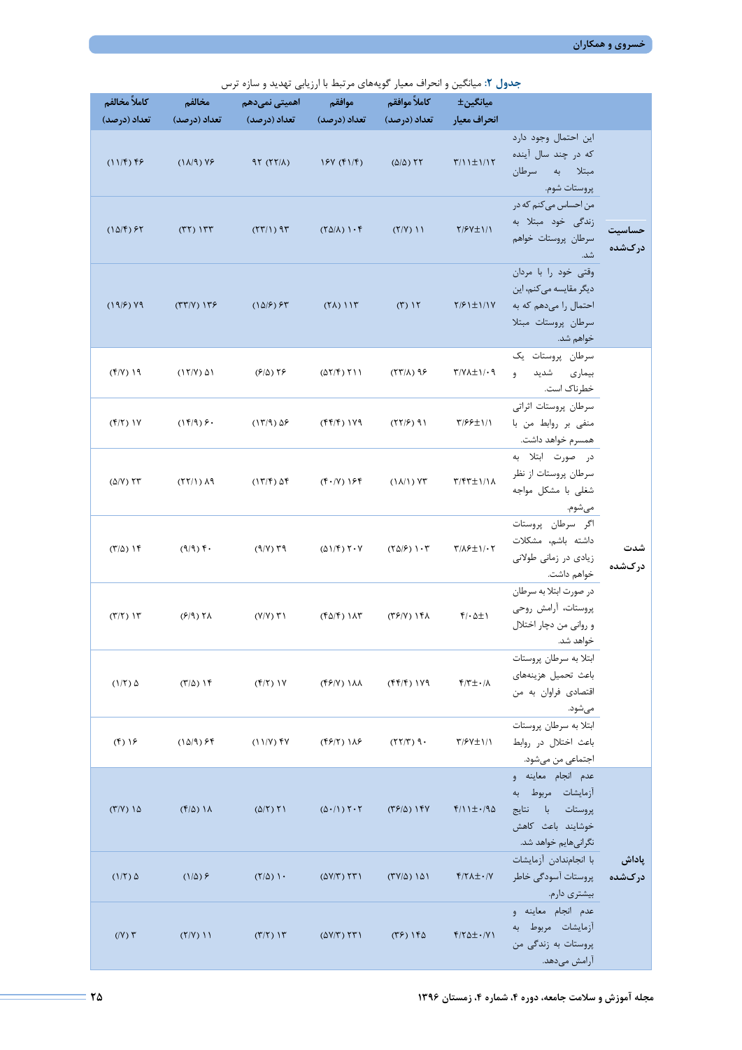**جدول ۲:** میانگین و انحراف معیار گویه‌های مرتبط با ارزیابی تهدید و سازه ترس

| | | میانگین± انحراف معیار | کاملاً موافقم تعداد (درصد) | موافقم تعداد (درصد) | اهمیتی نمی‌دهم تعداد (درصد) | مخالفم تعداد (درصد) | کاملاً مخالفم تعداد (درصد) |
|---|---|---|---|---|---|---|---|
| حساسیت درک‌شده | این احتمال وجود دارد که در چند سال آینده مبتلا به سرطان پروستات شوم. | ۳/۱۱±۱/۱۲ | (۵/۵) ۲۲ | ۱۶۷ (۴۱/۴) | ۹۲ (۲۲/۸) | (۱۸/۹) ۷۶ | (۱۱/۴) ۴۶ |
| | من احساس می‌کنم که در زندگی خود مبتلا به سرطان پروستات خواهم شد. | ۲/۶۷±۱/۱ | (۲/۷) ۱۱ | (۲۵/۸) ۱۰۴ | (۲۳/۱) ۹۳ | (۳۲) ۱۳۳ | (۱۵/۴) ۶۲ |
| | وقتی خود را با مردان دیگر مقایسه می‌کنم، این احتمال را می‌دهم که به سرطان پروستات مبتلا خواهم شد. | ۲/۶۱±۱/۱۷ | (۳) ۱۲ | (۲۸) ۱۱۳ | (۱۵/۶) ۶۳ | (۳۳/۷) ۱۳۶ | (۱۹/۶) ۷۹ |
| شدت درک‌شده | سرطان پروستات یک بیماری شدید و خطرناک است. | ۳/۷۸±۱/۰۹ | (۲۳/۸) ۹۶ | (۵۲/۴) ۲۱۱ | (۶/۵) ۲۶ | (۱۲/۷) ۵۱ | (۴/۷) ۱۹ |
| | سرطان پروستات اثراتی منفی بر روابط من با همسرم خواهد داشت. | ۳/۶۶±۱/۱ | (۲۲/۶) ۹۱ | (۴۴/۴) ۱۷۹ | (۱۳/۹) ۵۶ | (۱۴/۹) ۶۰ | (۴/۲) ۱۷ |
| | در صورت ابتلا به سرطان پروستات از نظر شغلی با مشکل مواجه می‌شوم. | ۳/۴۳±۱/۱۸ | (۱۸/۱) ۷۳ | (۴۰/۷) ۱۶۴ | (۱۳/۴) ۵۴ | (۲۲/۱) ۸۹ | (۵/۷) ۲۳ |
| | اگر سرطان پروستات داشته باشم، مشکلات زیادی در زمانی طولانی خواهم داشت. | ۳/۸۶±۱/۰۲ | (۲۵/۶) ۱۰۳ | (۵۱/۴) ۲۰۷ | (۹/۷) ۳۹ | (۹/۹) ۴۰ | (۳/۵) ۱۴ |
| | در صورت ابتلا به سرطان پروستات، آرامش روحی و روانی من دچار اختلال خواهد شد. | ۴/۰۵±۱ | (۳۶/۷) ۱۴۸ | (۴۵/۴) ۱۸۳ | (۷/۷) ۳۱ | (۶/۹) ۲۸ | (۳/۲) ۱۳ |
| | ابتلا به سرطان پروستات باعث تحمیل هزینه‌های اقتصادی فراوان به من می‌شود. | ۴/۳±۰/۸ | (۴۴/۴) ۱۷۹ | (۴۶/۷) ۱۸۸ | (۴/۲) ۱۷ | (۳/۵) ۱۴ | (۱/۲) ۵ |
| | ابتلا به سرطان پروستات باعث اختلال در روابط اجتماعی من می‌شود. | ۳/۶۷±۱/۱ | (۲۲/۳) ۹۰ | (۴۶/۲) ۱۸۶ | (۱۱/۷) ۴۷ | (۱۵/۹) ۶۴ | (۴) ۱۶ |
| پاداش درک‌شده | عدم انجام معاینه و آزمایشات مربوط به پروستات با نتایج خوشایند باعث کاهش نگرانی‌هایم خواهد شد. | ۴/۱۱±۰/۹۵ | (۳۶/۵) ۱۴۷ | (۵۰/۱) ۲۰۲ | (۵/۲) ۲۱ | (۴/۵) ۱۸ | (۳/۷) ۱۵ |
| | با انجام‌ندادن آزمایشات پروستات آسودگی خاطر بیشتری دارم. | ۴/۲۸±۰/۷ | (۳۷/۵) ۱۵۱ | (۵۷/۳) ۲۳۱ | (۲/۵) ۱۰ | (۱/۵) ۶ | (۱/۲) ۵ |
| | عدم انجام معاینه و آزمایشات مربوط به پروستات به زندگی من آرامش می‌دهد. | ۴/۲۵±۰/۷۱ | (۳۶) ۱۴۵ | (۵۷/۳) ۲۳۱ | (۳/۲) ۱۳ | (۲/۷) ۱۱ | (/۷) ۳ |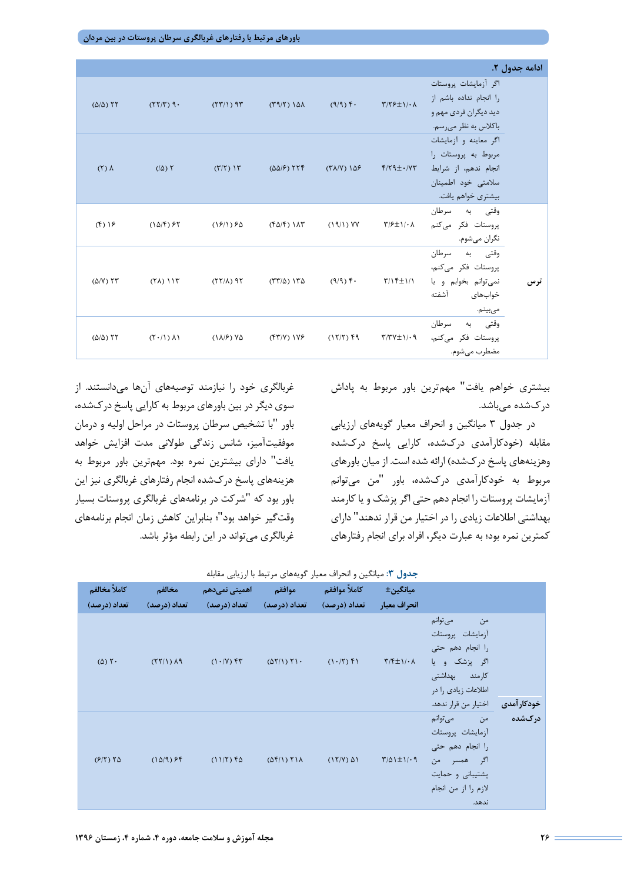| ادامه جدول ۲. | | | | | | | |
|---|---|---|---|---|---|---|---|
| | اگر آزمایشات پروستات را انجام نداده باشم از دید دیگران فردی مهم و باکلاس به نظر می‌رسم. | ۳/۲۶±۱/۰۸ | (۹/۹) ۴۰ | (۳۹/۲) ۱۵۸ | (۲۳/۱) ۹۳ | (۲۲/۳) ۹۰ | (۵/۵) ۲۲ |
| | اگر معاینه و آزمایشات مربوط به پروستات را انجام ندهم، از شرایط سلامتی خود اطمینان بیشتری خواهم یافت. | ۴/۲۹±۰/۷۳ | (۳۸/۷) ۱۵۶ | (۵۵/۶) ۲۲۴ | (۳/۲) ۱۳ | (/۵) ۲ | (۲) ۸ |
| ترس | وقتی به سرطان پروستات فکر می‌کنم نگران می‌شوم. | ۳/۶±۱/۰۸ | (۱۹/۱) ۷۷ | (۴۵/۴) ۱۸۳ | (۱۶/۱) ۶۵ | (۱۵/۴) ۶۲ | (۴) ۱۶ |
| | وقتی به سرطان پروستات فکر می‌کنم، نمی‌توانم بخوابم و یا خواب‌های آشفته می‌بینم. | ۳/۱۴±۱/۱ | (۹/۹) ۴۰ | (۳۳/۵) ۱۳۵ | (۲۲/۸) ۹۲ | (۲۸) ۱۱۳ | (۵/۷) ۲۳ |
| | وقتی به سرطان پروستات فکر می‌کنم، مضطرب می‌شوم. | ۳/۳۷±۱/۰۹ | (۱۲/۲) ۴۹ | (۴۳/۷) ۱۷۶ | (۱۸/۶) ۷۵ | (۲۰/۱) ۸۱ | (۵/۵) ۲۲ |

بیشتری خواهم یافت" مهم‌ترین باور مربوط به پاداش درک‌شده می‌باشد.

در جدول ۳ میانگین و انحراف معیار گویه‌های ارزیابی مقابله (خودکارآمدی درک‌شده، کارایی پاسخ درک‌شده وهزینه‌های پاسخ درک‌شده) ارائه شده است. از میان باورهای مربوط به خودکارآمدی درک‌شده، باور "من می‌توانم آزمایشات پروستات را انجام دهم حتی اگر پزشک و یا کارمند بهداشتی اطلاعات زیادی را در اختیار من قرار ندهند" دارای کمترین نمره بود؛ به عبارت دیگر، افراد برای انجام رفتارهای غربالگری خود را نیازمند توصیه‌های آن‌ها می‌دانستند. از سوی دیگر در بین باورهای مربوط به کارایی پاسخ درک‌شده، باور "با تشخیص سرطان پروستات در مراحل اولیه و درمان موفقیت‌آمیز، شانس زندگی طولانی مدت افزایش خواهد یافت" دارای بیشترین نمره بود. مهم‌ترین باور مربوط به هزینه‌های پاسخ درک‌شده انجام رفتارهای غربالگری نیز این باور بود که "شرکت در برنامه‌های غربالگری پروستات بسیار وقت‌گیر خواهد بود"؛ بنابراین کاهش زمان انجام برنامه‌های غربالگری می‌تواند در این رابطه مؤثر باشد.

**جدول ۳**: میانگین و انحراف معیار گویه‌های مرتبط با ارزیابی مقابله

| | | میانگین± انحراف معیار | کاملاً موافقم تعداد (درصد) | موافقم تعداد (درصد) | اهمیتی نمی‌دهم تعداد (درصد) | مخالفم تعداد (درصد) | کاملاً مخالفم تعداد (درصد) |
|---|---|---|---|---|---|---|---|
| خودکارآمدی درک‌شده | من می‌توانم آزمایشات پروستات را انجام دهم حتی اگر پزشک و یا کارمند بهداشتی اطلاعات زیادی را در اختیار من قرار ندهد. | ۳/۴±۱/۰۸ | (۱۰/۲) ۴۱ | (۵۲/۱) ۲۱۰ | (۱۰/۷) ۴۳ | (۲۲/۱) ۸۹ | (۵) ۲۰ |
| | من می‌توانم آزمایشات پروستات را انجام دهم حتی اگر همسر من پشتیبانی و حمایت لازم را از من انجام ندهد. | ۳/۵۱±۱/۰۹ | (۱۲/۷) ۵۱ | (۵۴/۱) ۲۱۸ | (۱۱/۲) ۴۵ | (۱۵/۹) ۶۴ | (۶/۲) ۲۵ |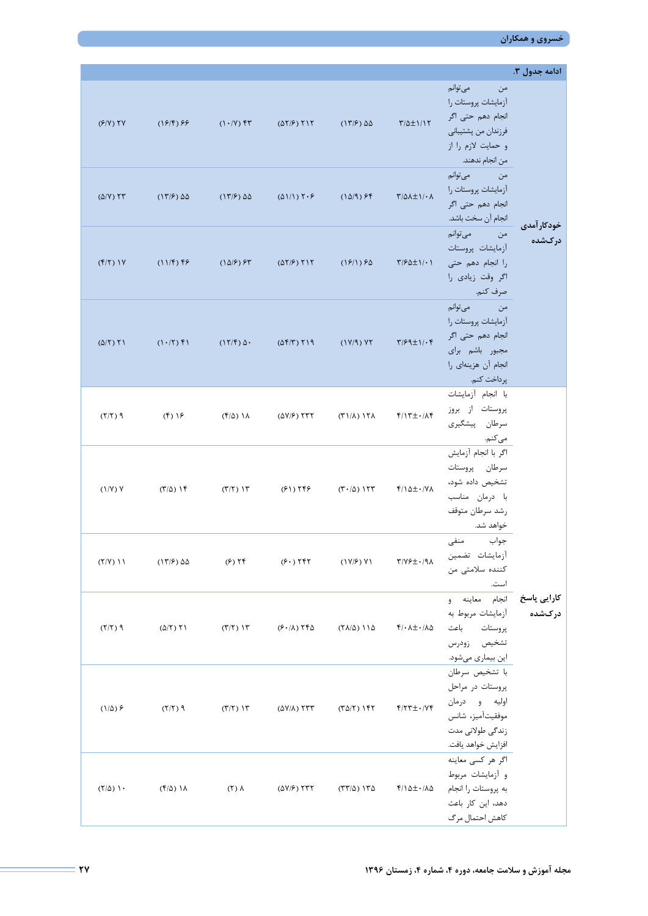ادامه جدول ۳.

| | | | | | | | |
|---|---|---|---|---|---|---|---|
| خودکارآمدی درک‌شده | من می‌توانم آزمایشات پروستات را انجام دهم حتی اگر فرزندان من پشتیبانی و حمایت لازم را از من انجام ندهند. | ۳/۵±۱/۱۲ | (۱۳/۶) ۵۵ | (۵۲/۶) ۲۱۲ | (۱۰/۷) ۴۳ | (۱۶/۴) ۶۶ | (۶/۷) ۲۷ |
| | من می‌توانم آزمایشات پروستات را انجام دهم حتی اگر انجام آن سخت باشد. | ۳/۵۸±۱/۰۸ | (۱۵/۹) ۶۴ | (۵۱/۱) ۲۰۶ | (۱۳/۶) ۵۵ | (۱۳/۶) ۵۵ | (۵/۷) ۲۳ |
| | من می‌توانم آزمایشات پروستات را انجام دهم حتی اگر وقت زیادی را صرف کنم. | ۳/۶۵±۱/۰۱ | (۱۶/۱) ۶۵ | (۵۲/۶) ۲۱۲ | (۱۵/۶) ۶۳ | (۱۱/۴) ۴۶ | (۴/۲) ۱۷ |
| | من می‌توانم آزمایشات پروستات را انجام دهم حتی اگر مجبور باشم برای انجام آن هزینه‌ای را پرداخت کنم. | ۳/۶۹±۱/۰۴ | (۱۷/۹) ۷۲ | (۵۴/۳) ۲۱۹ | (۱۲/۴) ۵۰ | (۱۰/۲) ۴۱ | (۵/۲) ۲۱ |
| کارایی پاسخ درک‌شده | با انجام آزمایشات پروستات از بروز سرطان پیشگیری می‌کنم. | ۴/۱۳±۰/۸۴ | (۳۱/۸) ۱۲۸ | (۵۷/۶) ۲۳۲ | (۴/۵) ۱۸ | (۴) ۱۶ | (۲/۲) ۹ |
| | اگر با انجام آزمایش سرطان پروستات تشخیص داده شود، با درمان مناسب رشد سرطان متوقف خواهد شد. | ۴/۱۵±۰/۷۸ | (۳۰/۵) ۱۲۳ | (۶۱) ۲۴۶ | (۳/۲) ۱۳ | (۳/۵) ۱۴ | (۱/۷) ۷ |
| | جواب منفی آزمایشات تضمین کننده سلامتی من است. | ۳/۷۶±۰/۹۸ | (۱۷/۶) ۷۱ | (۶۰) ۲۴۲ | (۶) ۲۴ | (۱۳/۶) ۵۵ | (۲/۷) ۱۱ |
| | انجام معاینه و آزمایشات مربوط به پروستات باعث تشخیص زودرس این بیماری می‌شود. | ۴/۰۸±۰/۸۵ | (۲۸/۵) ۱۱۵ | (۶۰/۸) ۲۴۵ | (۳/۲) ۱۳ | (۵/۲) ۲۱ | (۲/۲) ۹ |
| | با تشخیص سرطان پروستات در مراحل اولیه و درمان موفقیت‌آمیز، شانس زندگی طولانی مدت افزایش خواهد یافت. | ۴/۲۳±۰/۷۴ | (۳۵/۲) ۱۴۲ | (۵۷/۸) ۲۳۳ | (۳/۲) ۱۳ | (۲/۲) ۹ | (۱/۵) ۶ |
| | اگر هر کسی معاینه و آزمایشات مربوط به پروستات را انجام دهد، این کار باعث کاهش احتمال مرگ | ۴/۱۵±۰/۸۵ | (۳۳/۵) ۱۳۵ | (۵۷/۶) ۲۳۲ | (۲) ۸ | (۴/۵) ۱۸ | (۲/۵) ۱۰ |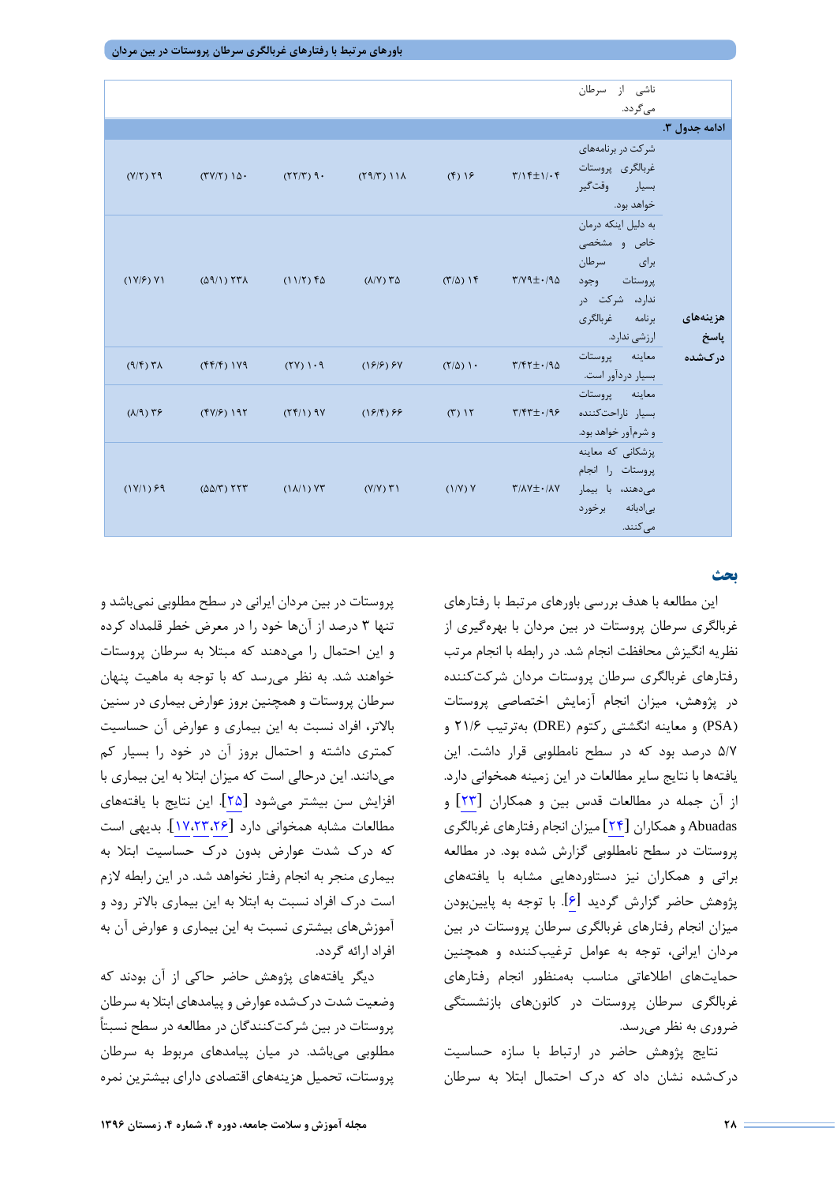| | | | | | | | |
|---|---|---|---|---|---|---|---|
| | ناشی از سرطان می‌گردد. | | | | | | |

**ادامه جدول ۳.**

| | | | | | | | |
|---|---|---|---|---|---|---|---|
| | شرکت در برنامه‌های غربالگری پروستات بسیار وقت‌گیر خواهد بود. | ۳/۱۴±۱/۰۴ | ۱۶ (۴) | ۱۱۸ (۲۹/۳) | ۹۰ (۲۲/۳) | ۱۵۰ (۳۷/۲) | ۲۹ (۷/۲) |
| **هزینه‌های پاسخ درک‌شده** | به دلیل اینکه درمان خاص و مشخصی برای سرطان پروستات وجود ندارد، شرکت در برنامه غربالگری ارزشی ندارد. | ۳/۷۹±۰/۹۵ | ۱۴ (۳/۵) | ۳۵ (۸/۷) | ۴۵ (۱۱/۲) | ۲۳۸ (۵۹/۱) | ۷۱ (۱۷/۶) |
| | معاینه پروستات بسیار دردآور است. | ۳/۴۲±۰/۹۵ | ۱۰ (۲/۵) | ۶۷ (۱۶/۶) | ۱۰۹ (۲۷) | ۱۷۹ (۴۴/۴) | ۳۸ (۹/۴) |
| | معاینه پروستات بسیار ناراحت‌کننده و شرم‌آور خواهد بود. | ۳/۴۳±۰/۹۶ | ۱۲ (۳) | ۶۶ (۱۶/۴) | ۹۷ (۲۴/۱) | ۱۹۲ (۴۷/۶) | ۳۶ (۸/۹) |
| | پزشکانی که معاینه پروستات را انجام می‌دهند، با بیمار بی‌ادبانه برخورد می‌کنند. | ۳/۸۷±۰/۸۷ | ۷ (۱/۷) | ۳۱ (۷/۷) | ۷۳ (۱۸/۱) | ۲۲۳ (۵۵/۳) | ۶۹ (۱۷/۱) |

## بحث

این مطالعه با هدف بررسی باورهای مرتبط با رفتارهای غربالگری سرطان پروستات در بین مردان با بهره‌گیری از نظریه انگیزش محافظت انجام شد. در رابطه با انجام مرتب رفتارهای غربالگری سرطان پروستات مردان شرکت‌کننده در پژوهش، میزان انجام آزمایش اختصاصی پروستات (PSA) و معاینه انگشتی رکتوم (DRE) به‌ترتیب ۲۱/۶ و ۵/۷ درصد بود که در سطح نامطلوبی قرار داشت. این یافته‌ها با نتایج سایر مطالعات در این زمینه همخوانی دارد. از آن جمله در مطالعات قدس بین و همکاران [۲۳] و Abuadas و همکاران [۲۴] میزان انجام رفتارهای غربالگری پروستات در سطح نامطلوبی گزارش شده بود. در مطالعه براتی و همکاران نیز دستاوردهایی مشابه با یافته‌های پژوهش حاضر گزارش گردید [۶]. با توجه به پایین‌بودن میزان انجام رفتارهای غربالگری سرطان پروستات در بین مردان ایرانی، توجه به عوامل ترغیب‌کننده و همچنین حمایت‌های اطلاعاتی مناسب به‌منظور انجام رفتارهای غربالگری سرطان پروستات در کانون‌های بازنشستگی ضروری به نظر می‌رسد.

نتایج پژوهش حاضر در ارتباط با سازه حساسیت درک‌شده نشان داد که درک احتمال ابتلا به سرطان پروستات در بین مردان ایرانی در سطح مطلوبی نمی‌باشد و تنها ۳ درصد از آن‌ها خود را در معرض خطر قلمداد کرده و این احتمال را می‌دهند که مبتلا به سرطان پروستات خواهند شد. به نظر می‌رسد که با توجه به ماهیت پنهان سرطان پروستات و همچنین بروز عوارض بیماری در سنین بالاتر، افراد نسبت به این بیماری و عوارض آن حساسیت کمتری داشته و احتمال بروز آن در خود را بسیار کم می‌دانند. این درحالی است که میزان ابتلا به این بیماری با افزایش سن بیشتر می‌شود [۲۵]. این نتایج با یافته‌های مطالعات مشابه همخوانی دارد [۱۷،۲۳،۲۶]. بدیهی است که درک شدت عوارض بدون درک حساسیت ابتلا به بیماری منجر به انجام رفتار نخواهد شد. در این رابطه لازم است درک افراد نسبت به ابتلا به این بیماری بالاتر رود و آموزش‌های بیشتری نسبت به این بیماری و عوارض آن به افراد ارائه گردد.

دیگر یافته‌های پژوهش حاضر حاکی از آن بودند که وضعیت شدت درک‌شده عوارض و پیامدهای ابتلا به سرطان پروستات در بین شرکت‌کنندگان در مطالعه در سطح نسبتاً مطلوبی می‌باشد. در میان پیامدهای مربوط به سرطان پروستات، تحمیل هزینه‌های اقتصادی دارای بیشترین نمره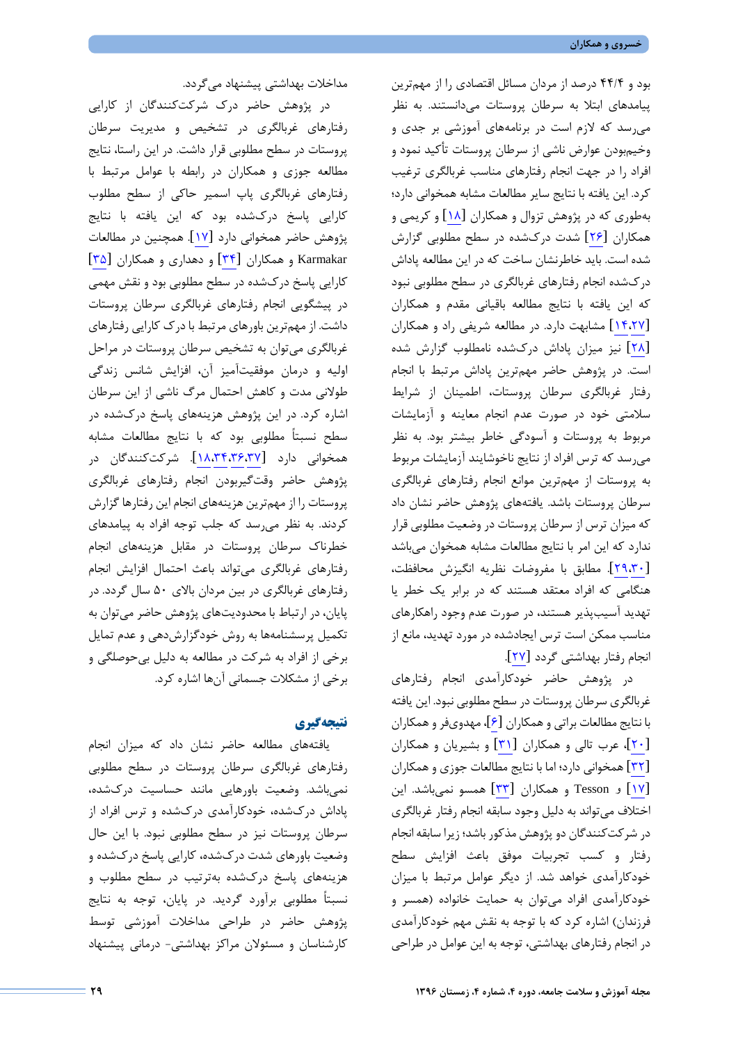بود و ۴۴/۴ درصد از مردان مسائل اقتصادی را از مهم‌ترین پیامدهای ابتلا به سرطان پروستات می‌دانستند. به نظر می‌رسد که لازم است در برنامه‌های آموزشی بر جدی و وخیم‌بودن عوارض ناشی از سرطان پروستات تأکید نموده و افراد را در جهت انجام رفتارهای مناسب غربالگری ترغیب کرد. این یافته با نتایج سایر مطالعات مشابه همخوانی دارد؛ به‌طوری که در پژوهش تزوال و همکاران [۱۸] و کریمی و همکاران [۲۶] شدت درک‌شده در سطح مطلوبی گزارش شده است. باید خاطرنشان ساخت که در این مطالعه پاداش درک‌شده انجام رفتارهای غربالگری در سطح مطلوبی نبود که این یافته با نتایج مطالعه باقیانی مقدم و همکاران [۱۴،۲۷] مشابهت دارد. در مطالعه شریفی راد و همکاران [۲۸] نیز میزان پاداش درک‌شده نامطلوب گزارش شده است. در پژوهش حاضر مهم‌ترین پاداش مرتبط با انجام رفتار غربالگری سرطان پروستات، اطمینان از شرایط سلامتی خود در صورت عدم انجام معاینه و آزمایشات مربوط به پروستات و آسودگی خاطر بیشتر بود. به نظر می‌رسد که ترس افراد از نتایج ناخوشایند آزمایشات مربوط به پروستات از مهم‌ترین موانع انجام رفتارهای غربالگری سرطان پروستات باشد. یافته‌های پژوهش حاضر نشان داد که میزان ترس از سرطان پروستات در وضعیت مطلوبی قرار ندارد که این امر با نتایج مطالعات مشابه همخوان می‌باشد [۲۹،۳۰]. مطابق با مفروضات نظریه انگیزش محافظت، هنگامی که افراد معتقد هستند که در برابر یک خطر یا تهدید آسیب‌پذیر هستند، در صورت عدم وجود راهکارهای مناسب ممکن است ترس ایجادشده در مورد تهدید، مانع از انجام رفتار بهداشتی گردد [۲۷].

در پژوهش حاضر خودکارآمدی انجام رفتارهای غربالگری سرطان پروستات در سطح مطلوبی نبود. این یافته با نتایج مطالعات براتی و همکاران [۶]، مهدوی‌فر و همکاران [۲۰]، عرب تالی و همکاران [۳۱] و بشیریان و همکاران [۳۲] همخوانی دارد؛ اما با نتایج مطالعات جوزی و همکاران [۱۷] و Tesson و همکاران [۳۳] همسو نمی‌باشد. این اختلاف می‌تواند به دلیل وجود سابقه انجام رفتار غربالگری در شرکت‌کنندگان دو پژوهش مذکور باشد؛ زیرا سابقه انجام رفتار و کسب تجربیات موفق باعث افزایش سطح خودکارآمدی خواهد شد. از دیگر عوامل مرتبط با میزان خودکارآمدی افراد می‌توان به حمایت خانواده (همسر و فرزندان) اشاره کرد که با توجه به نقش مهم خودکارآمدی در انجام رفتارهای بهداشتی، توجه به این عوامل در طراحی مداخلات بهداشتی پیشنهاد می‌گردد.

در پژوهش حاضر درک شرکت‌کنندگان از کارایی رفتارهای غربالگری در تشخیص و مدیریت سرطان پروستات در سطح مطلوبی قرار داشت. در این راستا، نتایج مطالعه جوزی و همکاران در رابطه با عوامل مرتبط با رفتارهای غربالگری پاپ اسمیر حاکی از سطح مطلوب کارایی پاسخ درک‌شده بود که این یافته با نتایج پژوهش حاضر همخوانی دارد [۱۷]. همچنین در مطالعات Karmakar و همکاران [۳۴] و دهداری و همکاران [۳۵] کارایی پاسخ درک‌شده در سطح مطلوبی بود و نقش مهمی در پیشگویی انجام رفتارهای غربالگری سرطان پروستات داشت. از مهم‌ترین باورهای مرتبط با درک کارایی رفتارهای غربالگری می‌توان به تشخیص سرطان پروستات در مراحل اولیه و درمان موفقیت‌آمیز آن، افزایش شانس زندگی طولانی مدت و کاهش احتمال مرگ ناشی از این سرطان اشاره کرد. در این پژوهش هزینه‌های پاسخ درک‌شده در سطح نسبتاً مطلوبی بود که با نتایج مطالعات مشابه همخوانی دارد [۱۸،۳۴،۳۶،۳۷]. شرکت‌کنندگان در پژوهش حاضر وقت‌گیربودن انجام رفتارهای غربالگری پروستات را از مهم‌ترین هزینه‌های انجام این رفتارها گزارش کردند. به نظر می‌رسد که جلب توجه افراد به پیامدهای خطرناک سرطان پروستات در مقابل هزینه‌های انجام رفتارهای غربالگری می‌تواند باعث احتمال افزایش انجام رفتارهای غربالگری در بین مردان بالای ۵۰ سال گردد. در پایان، در ارتباط با محدودیت‌های پژوهش حاضر می‌توان به تکمیل پرسشنامه‌ها به روش خودگزارش‌دهی و عدم تمایل برخی از افراد به شرکت در مطالعه به دلیل بی‌حوصلگی و برخی از مشکلات جسمانی آن‌ها اشاره کرد.

## نتیجه‌گیری

یافته‌های مطالعه حاضر نشان داد که میزان انجام رفتارهای غربالگری سرطان پروستات در سطح مطلوبی نمی‌باشد. وضعیت باورهایی مانند حساسیت درک‌شده، پاداش درک‌شده، خودکارآمدی درک‌شده و ترس افراد از سرطان پروستات نیز در سطح مطلوبی نبود. با این حال وضعیت باورهای شدت درک‌شده، کارایی پاسخ درک‌شده و هزینه‌های پاسخ درک‌شده به‌ترتیب در سطح مطلوب و نسبتاً مطلوبی برآورد گردید. در پایان، توجه به نتایج پژوهش حاضر در طراحی مداخلات آموزشی توسط کارشناسان و مسئولان مراکز بهداشتی- درمانی پیشنهاد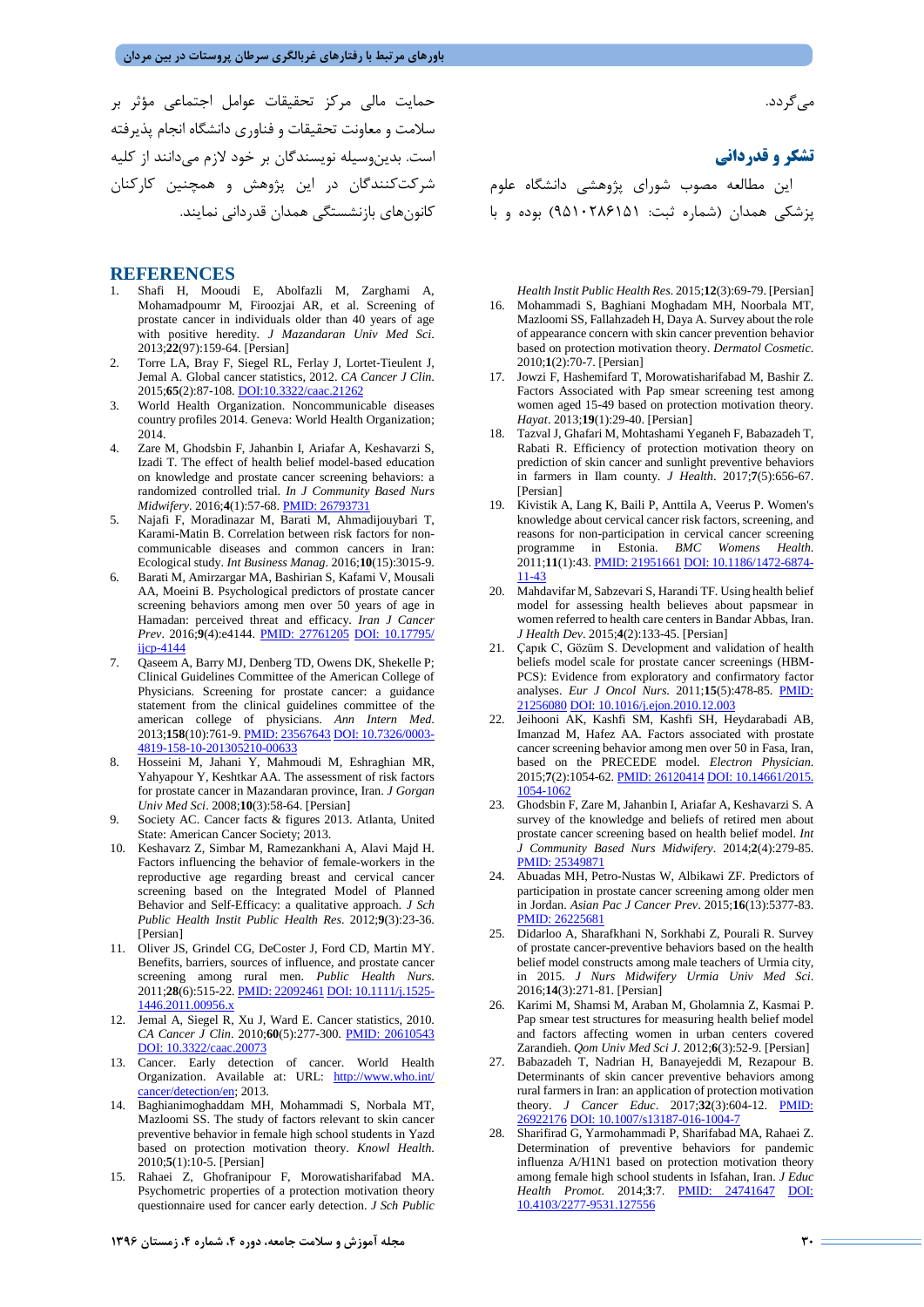می‌گردد.

## تشکر و قدردانی

این مطالعه مصوب شورای پژوهشی دانشگاه علوم پزشکی همدان (شماره ثبت: ۹۵۱۰۲۸۶۱۵۱) بوده و با حمایت مالی مرکز تحقیقات عوامل اجتماعی مؤثر بر سلامت و معاونت تحقیقات و فناوری دانشگاه انجام پذیرفته است. بدین‌وسیله نویسندگان بر خود لازم می‌دانند از کلیه شرکت‌کنندگان در این پژوهش و همچنین کارکنان کانون‌های بازنشستگی همدان قدردانی نمایند.

## REFERENCES

1. Shafi H, Mooudi E, Abolfazli M, Zarghami A, Mohamadpoumr M, Firoozjai AR, et al. Screening of prostate cancer in individuals older than 40 years of age with positive heredity. *J Mazandaran Univ Med Sci*. 2013;**22**(97):159-64. [Persian]
2. Torre LA, Bray F, Siegel RL, Ferlay J, Lortet-Tieulent J, Jemal A. Global cancer statistics, 2012. *CA Cancer J Clin*. 2015;**65**(2):87-108. DOI:10.3322/caac.21262
3. World Health Organization. Noncommunicable diseases country profiles 2014. Geneva: World Health Organization; 2014.
4. Zare M, Ghodsbin F, Jahanbin I, Ariafar A, Keshavarzi S, Izadi T. The effect of health belief model-based education on knowledge and prostate cancer screening behaviors: a randomized controlled trial. *In J Community Based Nurs Midwifery*. 2016;**4**(1):57-68. PMID: 26793731
5. Najafi F, Moradinazar M, Barati M, Ahmadijouybari T, Karami-Matin B. Correlation between risk factors for non-communicable diseases and common cancers in Iran: Ecological study. *Int Business Manag*. 2016;**10**(15):3015-9.
6. Barati M, Amirzargar MA, Bashirian S, Kafami V, Mousali AA, Moeini B. Psychological predictors of prostate cancer screening behaviors among men over 50 years of age in Hamadan: perceived threat and efficacy. *Iran J Cancer Prev*. 2016;**9**(4):e4144. PMID: 27761205 DOI: 10.17795/ijcp-4144
7. Qaseem A, Barry MJ, Denberg TD, Owens DK, Shekelle P; Clinical Guidelines Committee of the American College of Physicians. Screening for prostate cancer: a guidance statement from the clinical guidelines committee of the american college of physicians. *Ann Intern Med*. 2013;**158**(10):761-9. PMID: 23567643 DOI: 10.7326/0003-4819-158-10-201305210-00633
8. Hosseini M, Jahani Y, Mahmoudi M, Eshraghian MR, Yahyapour Y, Keshtkar AA. The assessment of risk factors for prostate cancer in Mazandaran province, Iran. *J Gorgan Univ Med Sci*. 2008;**10**(3):58-64. [Persian]
9. Society AC. Cancer facts & figures 2013. Atlanta, United State: American Cancer Society; 2013.
10. Keshavarz Z, Simbar M, Ramezankhani A, Alavi Majd H. Factors influencing the behavior of female-workers in the reproductive age regarding breast and cervical cancer screening based on the Integrated Model of Planned Behavior and Self-Efficacy: a qualitative approach. *J Sch Public Health Instit Public Health Res*. 2012;**9**(3):23-36. [Persian]
11. Oliver JS, Grindel CG, DeCoster J, Ford CD, Martin MY. Benefits, barriers, sources of influence, and prostate cancer screening among rural men. *Public Health Nurs*. 2011;**28**(6):515-22. PMID: 22092461 DOI: 10.1111/j.1525-1446.2011.00956.x
12. Jemal A, Siegel R, Xu J, Ward E. Cancer statistics, 2010. *CA Cancer J Clin*. 2010;**60**(5):277-300. PMID: 20610543 DOI: 10.3322/caac.20073
13. Cancer. Early detection of cancer. World Health Organization. Available at: URL: http://www.who.int/cancer/detection/en; 2013.
14. Baghianimoghaddam MH, Mohammadi S, Norbala MT, Mazloomi SS. The study of factors relevant to skin cancer preventive behavior in female high school students in Yazd based on protection motivation theory. *Knowl Health*. 2010;**5**(1):10-5. [Persian]
15. Rahaei Z, Ghofranipour F, Morowatisharifabad MA. Psychometric properties of a protection motivation theory questionnaire used for cancer early detection. *J Sch Public Health Instit Public Health Res*. 2015;**12**(3):69-79. [Persian]
16. Mohammadi S, Baghiani Moghadam MH, Noorbala MT, Mazloomi SS, Fallahzadeh H, Daya A. Survey about the role of appearance concern with skin cancer prevention behavior based on protection motivation theory. *Dermatol Cosmetic*. 2010;**1**(2):70-7. [Persian]
17. Jowzi F, Hashemifard T, Morowatisharifabad M, Bashir Z. Factors Associated with Pap smear screening test among women aged 15-49 based on protection motivation theory. *Hayat*. 2013;**19**(1):29-40. [Persian]
18. Tazval J, Ghafari M, Mohtashami Yeganeh F, Babazadeh T, Rabati R. Efficiency of protection motivation theory on prediction of skin cancer and sunlight preventive behaviors in farmers in Ilam county. *J Health*. 2017;**7**(5):656-67. [Persian]
19. Kivistik A, Lang K, Baili P, Anttila A, Veerus P. Women's knowledge about cervical cancer risk factors, screening, and reasons for non-participation in cervical cancer screening programme in Estonia. *BMC Womens Health*. 2011;**11**(1):43. PMID: 21951661 DOI: 10.1186/1472-6874-11-43
20. Mahdavifar M, Sabzevari S, Harandi TF. Using health belief model for assessing health believes about papsmear in women referred to health care centers in Bandar Abbas, Iran. *J Health Dev*. 2015;**4**(2):133-45. [Persian]
21. Çapık C, Gözüm S. Development and validation of health beliefs model scale for prostate cancer screenings (HBM-PCS): Evidence from exploratory and confirmatory factor analyses. *Eur J Oncol Nurs*. 2011;**15**(5):478-85. PMID: 21256080 DOI: 10.1016/j.ejon.2010.12.003
22. Jeihooni AK, Kashfi SM, Kashfi SH, Heydarabadi AB, Imanzad M, Hafez AA. Factors associated with prostate cancer screening behavior among men over 50 in Fasa, Iran, based on the PRECEDE model. *Electron Physician*. 2015;**7**(2):1054-62. PMID: 26120414 DOI: 10.14661/2015.1054-1062
23. Ghodsbin F, Zare M, Jahanbin I, Ariafar A, Keshavarzi S. A survey of the knowledge and beliefs of retired men about prostate cancer screening based on health belief model. *Int J Community Based Nurs Midwifery*. 2014;**2**(4):279-85. PMID: 25349871
24. Abuadas MH, Petro-Nustas W, Albikawi ZF. Predictors of participation in prostate cancer screening among older men in Jordan. *Asian Pac J Cancer Prev*. 2015;**16**(13):5377-83. PMID: 26225681
25. Didarloo A, Sharafkhani N, Sorkhabi Z, Pourali R. Survey of prostate cancer-preventive behaviors based on the health belief model constructs among male teachers of Urmia city, in 2015. *J Nurs Midwifery Urmia Univ Med Sci*. 2016;**14**(3):271-81. [Persian]
26. Karimi M, Shamsi M, Araban M, Gholamnia Z, Kasmai P. Pap smear test structures for measuring health belief model and factors affecting women in urban centers covered Zarandieh. *Qom Univ Med Sci J*. 2012;**6**(3):52-9. [Persian]
27. Babazadeh T, Nadrian H, Banayejeddi M, Rezapour B. Determinants of skin cancer preventive behaviors among rural farmers in Iran: an application of protection motivation theory. *J Cancer Educ*. 2017;**32**(3):604-12. PMID: 26922176 DOI: 10.1007/s13187-016-1004-7
28. Sharifirad G, Yarmohammadi P, Sharifabad MA, Rahaei Z. Determination of preventive behaviors for pandemic influenza A/H1N1 based on protection motivation theory among female high school students in Isfahan, Iran. *J Educ Health Promot*. 2014;**3**:7. PMID: 24741647 DOI: 10.4103/2277-9531.127556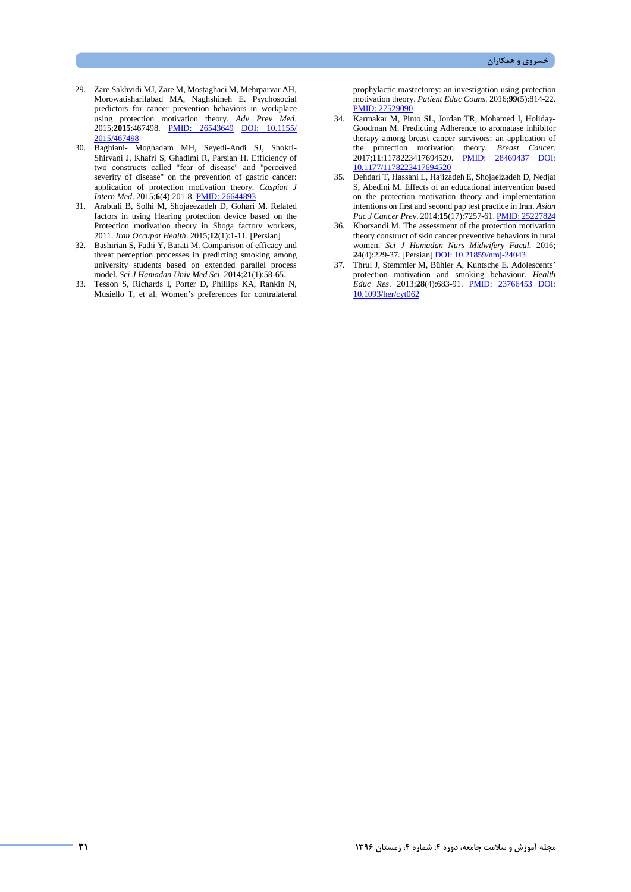29. Zare Sakhvidi MJ, Zare M, Mostaghaci M, Mehrparvar AH, Morowatisharifabad MA, Naghshineh E. Psychosocial predictors for cancer prevention behaviors in workplace using protection motivation theory. *Adv Prev Med*. 2015;**2015**:467498. PMID: 26543649 DOI: 10.1155/2015/467498
30. Baghiani- Moghadam MH, Seyedi-Andi SJ, Shokri-Shirvani J, Khafri S, Ghadimi R, Parsian H. Efficiency of two constructs called "fear of disease" and "perceived severity of disease" on the prevention of gastric cancer: application of protection motivation theory. *Caspian J Intern Med*. 2015;**6**(4):201-8. PMID: 26644893
31. Arabtali B, Solhi M, Shojaeezadeh D, Gohari M. Related factors in using Hearing protection device based on the Protection motivation theory in Shoga factory workers, 2011. *Iran Occupat Health*. 2015;**12**(1):1-11. [Persian]
32. Bashirian S, Fathi Y, Barati M. Comparison of efficacy and threat perception processes in predicting smoking among university students based on extended parallel process model. *Sci J Hamadan Univ Med Sci*. 2014;**21**(1):58-65.
33. Tesson S, Richards I, Porter D, Phillips KA, Rankin N, Musiello T, et al. Women's preferences for contralateral prophylactic mastectomy: an investigation using protection motivation theory. *Patient Educ Couns*. 2016;**99**(5):814-22. PMID: 27529090
34. Karmakar M, Pinto SL, Jordan TR, Mohamed I, Holiday-Goodman M. Predicting Adherence to aromatase inhibitor therapy among breast cancer survivors: an application of the protection motivation theory. *Breast Cancer*. 2017;**11**:1178223417694520. PMID: 28469437 DOI: 10.1177/1178223417694520
35. Dehdari T, Hassani L, Hajizadeh E, Shojaeizadeh D, Nedjat S, Abedini M. Effects of an educational intervention based on the protection motivation theory and implementation intentions on first and second pap test practice in Iran. *Asian Pac J Cancer Prev*. 2014;**15**(17):7257-61. PMID: 25227824
36. Khorsandi M. The assessment of the protection motivation theory construct of skin cancer preventive behaviors in rural women. *Sci J Hamadan Nurs Midwifery Facul*. 2016; **24**(4):229-37. [Persian] DOI: 10.21859/nmj-24043
37. Thrul J, Stemmler M, Bühler A, Kuntsche E. Adolescents' protection motivation and smoking behaviour. *Health Educ Res*. 2013;**28**(4):683-91. PMID: 23766453 DOI: 10.1093/her/cyt062